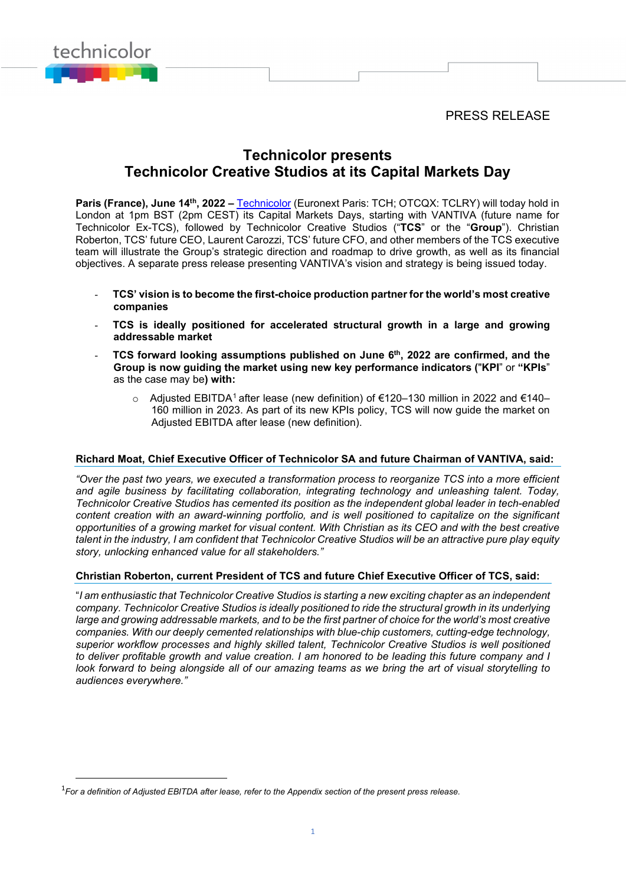PRESS RELEASE

# Technicolor presents
# Technicolor Creative Studios at its Capital Markets Day

**Paris (France), June 14th, 2022 –** Technicolor (Euronext Paris: TCH; OTCQX: TCLRY) will today hold in London at 1pm BST (2pm CEST) its Capital Markets Days, starting with VANTIVA (future name for Technicolor Ex-TCS), followed by Technicolor Creative Studios ("**TCS**" or the "**Group**"). Christian Roberton, TCS' future CEO, Laurent Carozzi, TCS' future CFO, and other members of the TCS executive team will illustrate the Group's strategic direction and roadmap to drive growth, as well as its financial objectives. A separate press release presenting VANTIVA's vision and strategy is being issued today.

- **TCS' vision is to become the first-choice production partner for the world's most creative companies**
- **TCS is ideally positioned for accelerated structural growth in a large and growing addressable market**
- **TCS forward looking assumptions published on June 6th, 2022 are confirmed, and the Group is now guiding the market using new key performance indicators ("KPI" or "KPIs"** as the case may be**) with:**
  - Adjusted EBITDA[1] after lease (new definition) of €120–130 million in 2022 and €140–160 million in 2023. As part of its new KPIs policy, TCS will now guide the market on Adjusted EBITDA after lease (new definition).

### Richard Moat, Chief Executive Officer of Technicolor SA and future Chairman of VANTIVA, said:

*"Over the past two years, we executed a transformation process to reorganize TCS into a more efficient and agile business by facilitating collaboration, integrating technology and unleashing talent. Today, Technicolor Creative Studios has cemented its position as the independent global leader in tech-enabled content creation with an award-winning portfolio, and is well positioned to capitalize on the significant opportunities of a growing market for visual content. With Christian as its CEO and with the best creative talent in the industry, I am confident that Technicolor Creative Studios will be an attractive pure play equity story, unlocking enhanced value for all stakeholders."*

### Christian Roberton, current President of TCS and future Chief Executive Officer of TCS, said:

"*I am enthusiastic that Technicolor Creative Studios is starting a new exciting chapter as an independent company. Technicolor Creative Studios is ideally positioned to ride the structural growth in its underlying large and growing addressable markets, and to be the first partner of choice for the world's most creative companies. With our deeply cemented relationships with blue-chip customers, cutting-edge technology, superior workflow processes and highly skilled talent, Technicolor Creative Studios is well positioned to deliver profitable growth and value creation. I am honored to be leading this future company and I look forward to being alongside all of our amazing teams as we bring the art of visual storytelling to audiences everywhere."*

---

[1] *For a definition of Adjusted EBITDA after lease, refer to the Appendix section of the present press release.*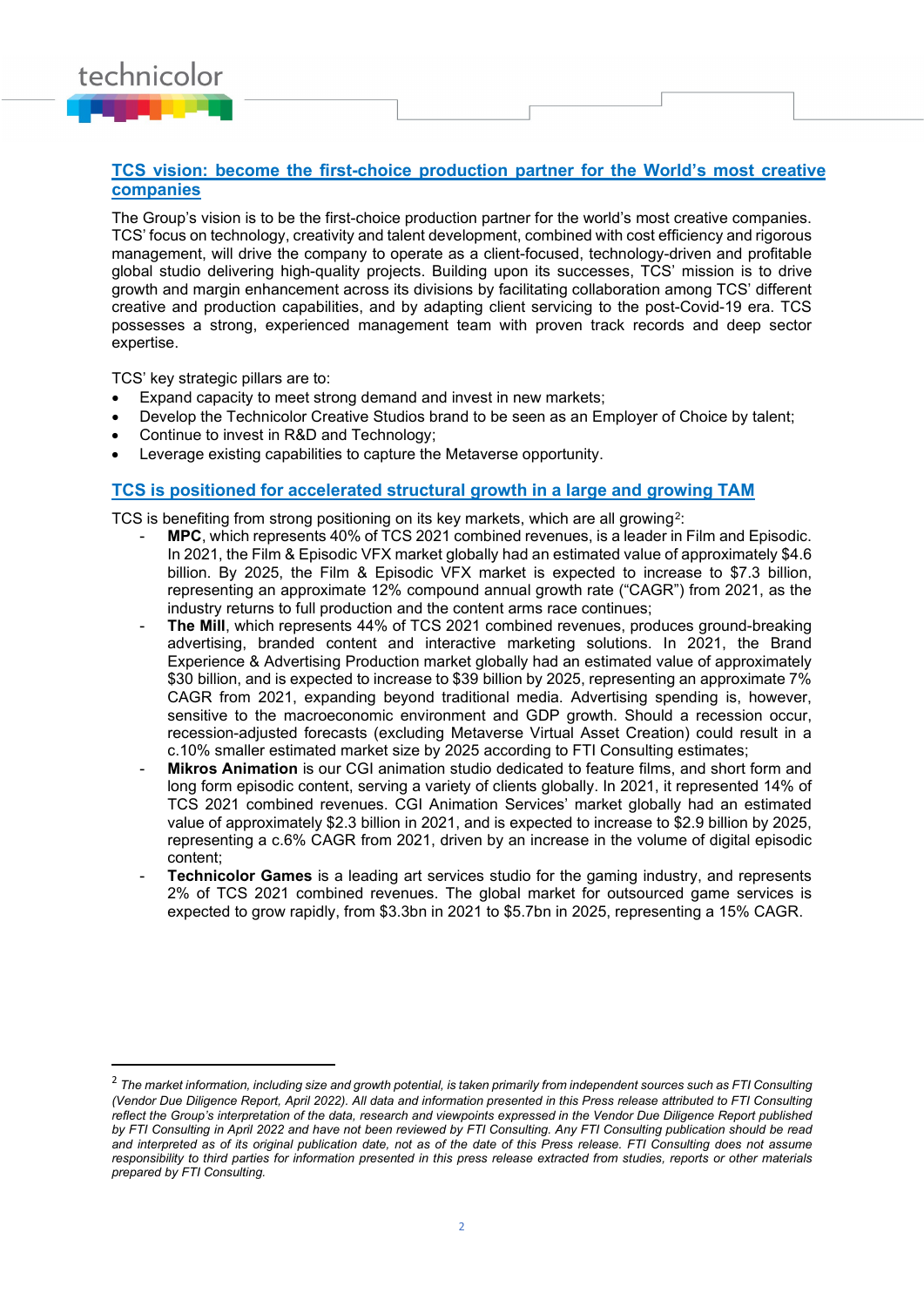## TCS vision: become the first-choice production partner for the World's most creative companies

The Group's vision is to be the first-choice production partner for the world's most creative companies. TCS' focus on technology, creativity and talent development, combined with cost efficiency and rigorous management, will drive the company to operate as a client-focused, technology-driven and profitable global studio delivering high-quality projects. Building upon its successes, TCS' mission is to drive growth and margin enhancement across its divisions by facilitating collaboration among TCS' different creative and production capabilities, and by adapting client servicing to the post-Covid-19 era. TCS possesses a strong, experienced management team with proven track records and deep sector expertise.

TCS' key strategic pillars are to:

- Expand capacity to meet strong demand and invest in new markets;
- Develop the Technicolor Creative Studios brand to be seen as an Employer of Choice by talent;
- Continue to invest in R&D and Technology;
- Leverage existing capabilities to capture the Metaverse opportunity.

## TCS is positioned for accelerated structural growth in a large and growing TAM

TCS is benefiting from strong positioning on its key markets, which are all growing[2]:

- **MPC**, which represents 40% of TCS 2021 combined revenues, is a leader in Film and Episodic. In 2021, the Film & Episodic VFX market globally had an estimated value of approximately $4.6 billion. By 2025, the Film & Episodic VFX market is expected to increase to $7.3 billion, representing an approximate 12% compound annual growth rate ("CAGR") from 2021, as the industry returns to full production and the content arms race continues;
- **The Mill**, which represents 44% of TCS 2021 combined revenues, produces ground-breaking advertising, branded content and interactive marketing solutions. In 2021, the Brand Experience & Advertising Production market globally had an estimated value of approximately $30 billion, and is expected to increase to $39 billion by 2025, representing an approximate 7% CAGR from 2021, expanding beyond traditional media. Advertising spending is, however, sensitive to the macroeconomic environment and GDP growth. Should a recession occur, recession-adjusted forecasts (excluding Metaverse Virtual Asset Creation) could result in a c.10% smaller estimated market size by 2025 according to FTI Consulting estimates;
- **Mikros Animation** is our CGI animation studio dedicated to feature films, and short form and long form episodic content, serving a variety of clients globally. In 2021, it represented 14% of TCS 2021 combined revenues. CGI Animation Services' market globally had an estimated value of approximately $2.3 billion in 2021, and is expected to increase to $2.9 billion by 2025, representing a c.6% CAGR from 2021, driven by an increase in the volume of digital episodic content;
- **Technicolor Games** is a leading art services studio for the gaming industry, and represents 2% of TCS 2021 combined revenues. The global market for outsourced game services is expected to grow rapidly, from $3.3bn in 2021 to $5.7bn in 2025, representing a 15% CAGR.

---

[2] *The market information, including size and growth potential, is taken primarily from independent sources such as FTI Consulting (Vendor Due Diligence Report, April 2022). All data and information presented in this Press release attributed to FTI Consulting reflect the Group's interpretation of the data, research and viewpoints expressed in the Vendor Due Diligence Report published by FTI Consulting in April 2022 and have not been reviewed by FTI Consulting. Any FTI Consulting publication should be read and interpreted as of its original publication date, not as of the date of this Press release. FTI Consulting does not assume responsibility to third parties for information presented in this press release extracted from studies, reports or other materials prepared by FTI Consulting.*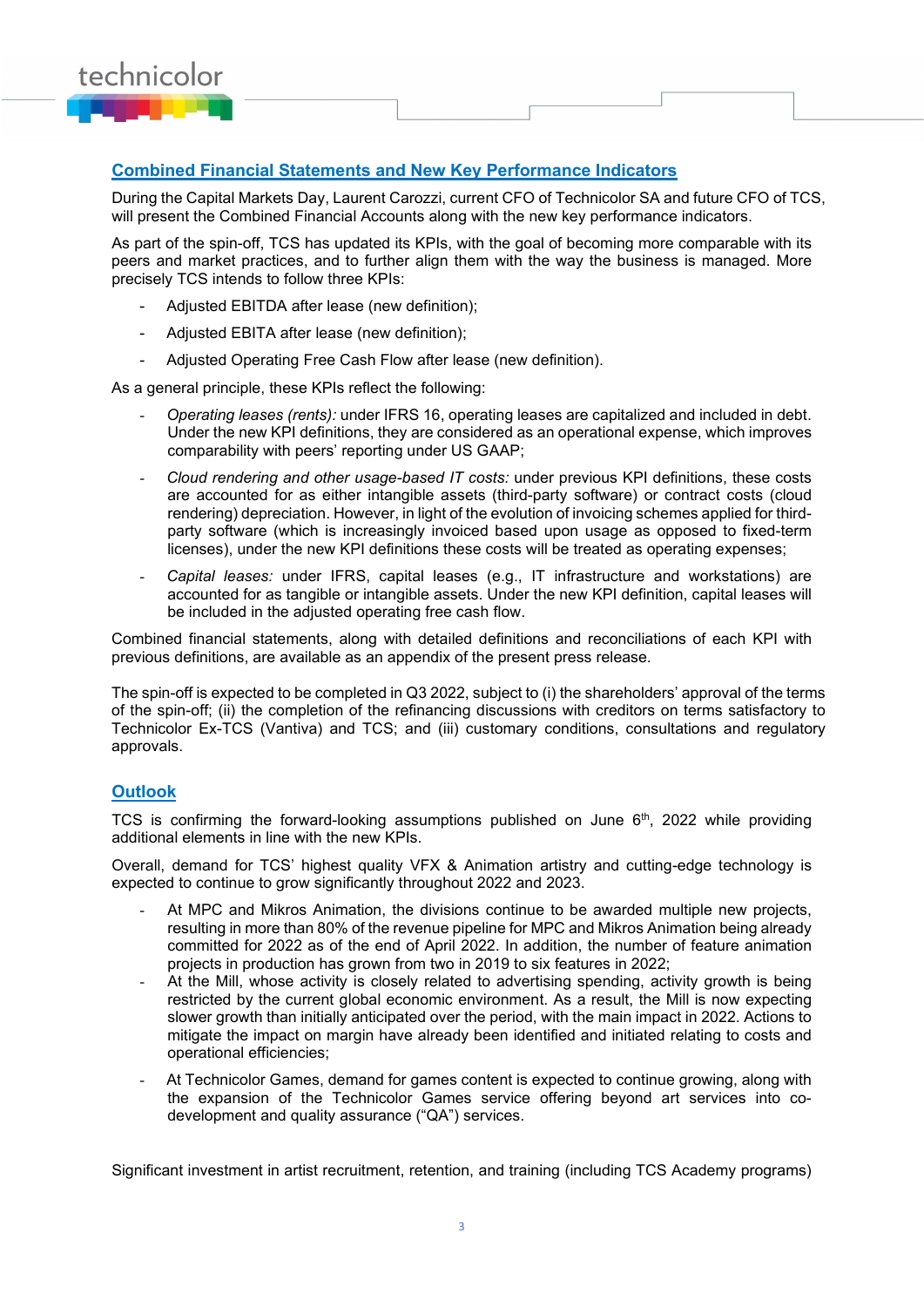## Combined Financial Statements and New Key Performance Indicators

During the Capital Markets Day, Laurent Carozzi, current CFO of Technicolor SA and future CFO of TCS, will present the Combined Financial Accounts along with the new key performance indicators.

As part of the spin-off, TCS has updated its KPIs, with the goal of becoming more comparable with its peers and market practices, and to further align them with the way the business is managed. More precisely TCS intends to follow three KPIs:

- Adjusted EBITDA after lease (new definition);
- Adjusted EBITA after lease (new definition);
- Adjusted Operating Free Cash Flow after lease (new definition).

As a general principle, these KPIs reflect the following:

- *Operating leases (rents):* under IFRS 16, operating leases are capitalized and included in debt. Under the new KPI definitions, they are considered as an operational expense, which improves comparability with peers' reporting under US GAAP;
- *Cloud rendering and other usage-based IT costs:* under previous KPI definitions, these costs are accounted for as either intangible assets (third-party software) or contract costs (cloud rendering) depreciation. However, in light of the evolution of invoicing schemes applied for third-party software (which is increasingly invoiced based upon usage as opposed to fixed-term licenses), under the new KPI definitions these costs will be treated as operating expenses;
- *Capital leases:* under IFRS, capital leases (e.g., IT infrastructure and workstations) are accounted for as tangible or intangible assets. Under the new KPI definition, capital leases will be included in the adjusted operating free cash flow.

Combined financial statements, along with detailed definitions and reconciliations of each KPI with previous definitions, are available as an appendix of the present press release.

The spin-off is expected to be completed in Q3 2022, subject to (i) the shareholders' approval of the terms of the spin-off; (ii) the completion of the refinancing discussions with creditors on terms satisfactory to Technicolor Ex-TCS (Vantiva) and TCS; and (iii) customary conditions, consultations and regulatory approvals.

## Outlook

TCS is confirming the forward-looking assumptions published on June 6th, 2022 while providing additional elements in line with the new KPIs.

Overall, demand for TCS' highest quality VFX & Animation artistry and cutting-edge technology is expected to continue to grow significantly throughout 2022 and 2023.

- At MPC and Mikros Animation, the divisions continue to be awarded multiple new projects, resulting in more than 80% of the revenue pipeline for MPC and Mikros Animation being already committed for 2022 as of the end of April 2022. In addition, the number of feature animation projects in production has grown from two in 2019 to six features in 2022;
- At the Mill, whose activity is closely related to advertising spending, activity growth is being restricted by the current global economic environment. As a result, the Mill is now expecting slower growth than initially anticipated over the period, with the main impact in 2022. Actions to mitigate the impact on margin have already been identified and initiated relating to costs and operational efficiencies;
- At Technicolor Games, demand for games content is expected to continue growing, along with the expansion of the Technicolor Games service offering beyond art services into co-development and quality assurance ("QA") services.

Significant investment in artist recruitment, retention, and training (including TCS Academy programs)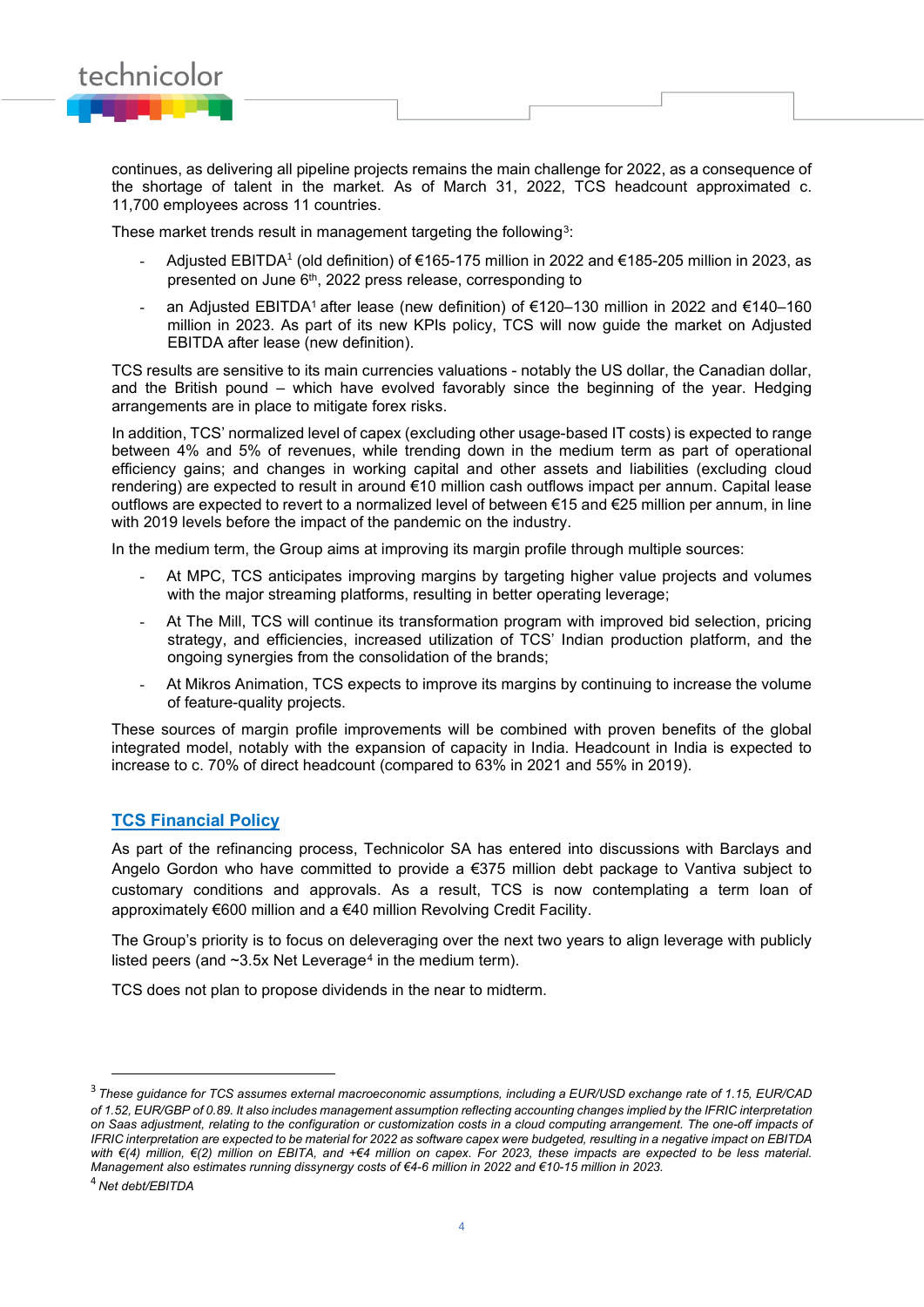continues, as delivering all pipeline projects remains the main challenge for 2022, as a consequence of the shortage of talent in the market. As of March 31, 2022, TCS headcount approximated c. 11,700 employees across 11 countries.

These market trends result in management targeting the following[3]:

- Adjusted EBITDA[1] (old definition) of €165-175 million in 2022 and €185-205 million in 2023, as presented on June 6th, 2022 press release, corresponding to
- an Adjusted EBITDA[1] after lease (new definition) of €120–130 million in 2022 and €140–160 million in 2023. As part of its new KPIs policy, TCS will now guide the market on Adjusted EBITDA after lease (new definition).

TCS results are sensitive to its main currencies valuations - notably the US dollar, the Canadian dollar, and the British pound – which have evolved favorably since the beginning of the year. Hedging arrangements are in place to mitigate forex risks.

In addition, TCS' normalized level of capex (excluding other usage-based IT costs) is expected to range between 4% and 5% of revenues, while trending down in the medium term as part of operational efficiency gains; and changes in working capital and other assets and liabilities (excluding cloud rendering) are expected to result in around €10 million cash outflows impact per annum. Capital lease outflows are expected to revert to a normalized level of between €15 and €25 million per annum, in line with 2019 levels before the impact of the pandemic on the industry.

In the medium term, the Group aims at improving its margin profile through multiple sources:

- At MPC, TCS anticipates improving margins by targeting higher value projects and volumes with the major streaming platforms, resulting in better operating leverage;
- At The Mill, TCS will continue its transformation program with improved bid selection, pricing strategy, and efficiencies, increased utilization of TCS' Indian production platform, and the ongoing synergies from the consolidation of the brands;
- At Mikros Animation, TCS expects to improve its margins by continuing to increase the volume of feature-quality projects.

These sources of margin profile improvements will be combined with proven benefits of the global integrated model, notably with the expansion of capacity in India. Headcount in India is expected to increase to c. 70% of direct headcount (compared to 63% in 2021 and 55% in 2019).

## TCS Financial Policy

As part of the refinancing process, Technicolor SA has entered into discussions with Barclays and Angelo Gordon who have committed to provide a €375 million debt package to Vantiva subject to customary conditions and approvals. As a result, TCS is now contemplating a term loan of approximately €600 million and a €40 million Revolving Credit Facility.

The Group's priority is to focus on deleveraging over the next two years to align leverage with publicly listed peers (and ~3.5x Net Leverage[4] in the medium term).

TCS does not plan to propose dividends in the near to midterm.

---

[3] *These guidance for TCS assumes external macroeconomic assumptions, including a EUR/USD exchange rate of 1.15, EUR/CAD of 1.52, EUR/GBP of 0.89. It also includes management assumption reflecting accounting changes implied by the IFRIC interpretation on Saas adjustment, relating to the configuration or customization costs in a cloud computing arrangement. The one-off impacts of IFRIC interpretation are expected to be material for 2022 as software capex were budgeted, resulting in a negative impact on EBITDA with €(4) million, €(2) million on EBITA, and +€4 million on capex. For 2023, these impacts are expected to be less material. Management also estimates running dissynergy costs of €4-6 million in 2022 and €10-15 million in 2023.*

[4] *Net debt/EBITDA*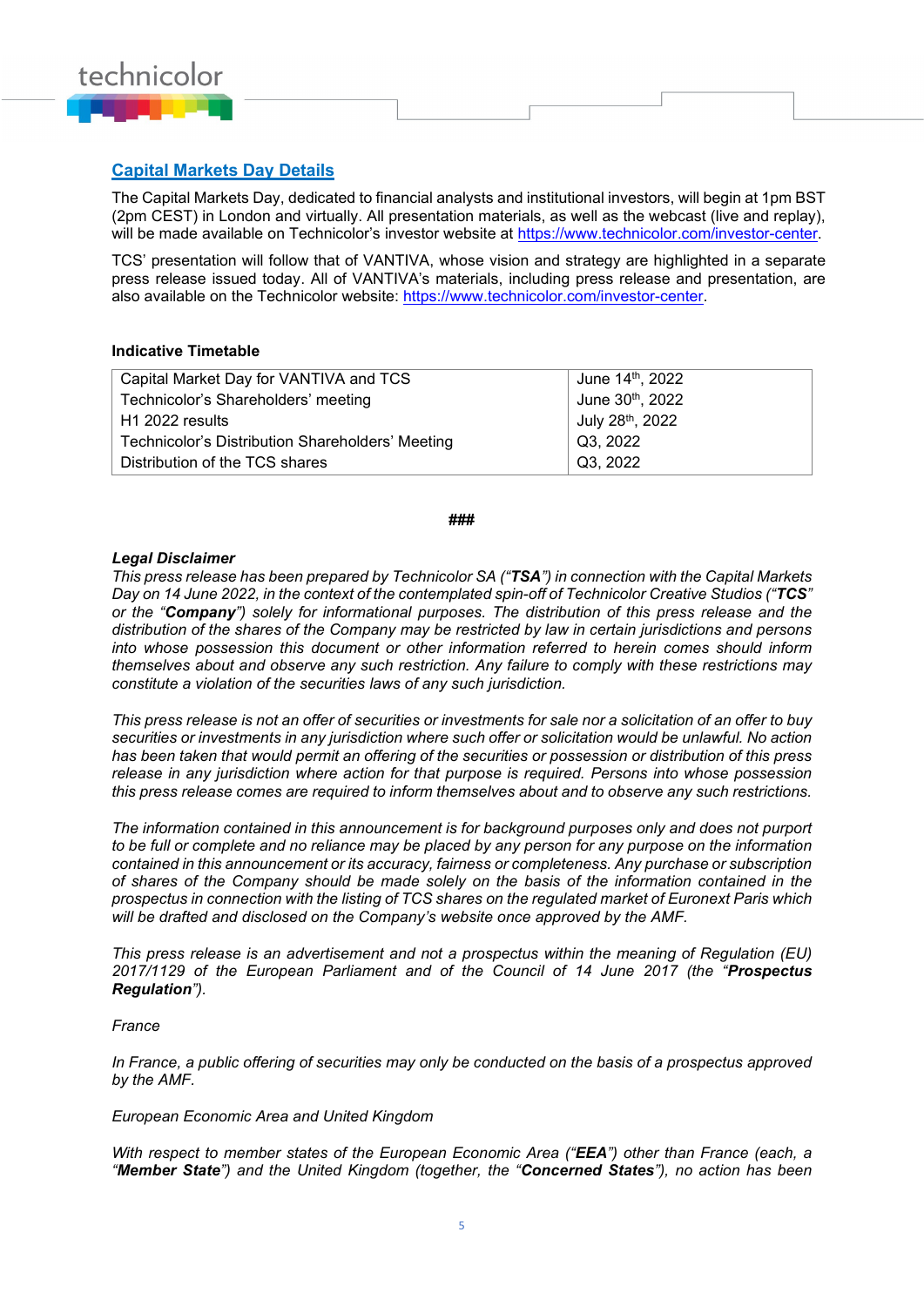## Capital Markets Day Details

The Capital Markets Day, dedicated to financial analysts and institutional investors, will begin at 1pm BST (2pm CEST) in London and virtually. All presentation materials, as well as the webcast (live and replay), will be made available on Technicolor's investor website at https://www.technicolor.com/investor-center.

TCS' presentation will follow that of VANTIVA, whose vision and strategy are highlighted in a separate press release issued today. All of VANTIVA's materials, including press release and presentation, are also available on the Technicolor website: https://www.technicolor.com/investor-center.

**Indicative Timetable**

| | |
|---|---|
| Capital Market Day for VANTIVA and TCS | June 14th, 2022 |
| Technicolor's Shareholders' meeting | June 30th, 2022 |
| H1 2022 results | July 28th, 2022 |
| Technicolor's Distribution Shareholders' Meeting | Q3, 2022 |
| Distribution of the TCS shares | Q3, 2022 |

**###**

***Legal Disclaimer***

*This press release has been prepared by Technicolor SA ("**TSA**") in connection with the Capital Markets Day on 14 June 2022, in the context of the contemplated spin-off of Technicolor Creative Studios ("**TCS**" or the "**Company**") solely for informational purposes. The distribution of this press release and the distribution of the shares of the Company may be restricted by law in certain jurisdictions and persons into whose possession this document or other information referred to herein comes should inform themselves about and observe any such restriction. Any failure to comply with these restrictions may constitute a violation of the securities laws of any such jurisdiction.*

*This press release is not an offer of securities or investments for sale nor a solicitation of an offer to buy securities or investments in any jurisdiction where such offer or solicitation would be unlawful. No action has been taken that would permit an offering of the securities or possession or distribution of this press release in any jurisdiction where action for that purpose is required. Persons into whose possession this press release comes are required to inform themselves about and to observe any such restrictions.*

*The information contained in this announcement is for background purposes only and does not purport to be full or complete and no reliance may be placed by any person for any purpose on the information contained in this announcement or its accuracy, fairness or completeness. Any purchase or subscription of shares of the Company should be made solely on the basis of the information contained in the prospectus in connection with the listing of TCS shares on the regulated market of Euronext Paris which will be drafted and disclosed on the Company's website once approved by the AMF.*

*This press release is an advertisement and not a prospectus within the meaning of Regulation (EU) 2017/1129 of the European Parliament and of the Council of 14 June 2017 (the "**Prospectus Regulation**").*

*France*

*In France, a public offering of securities may only be conducted on the basis of a prospectus approved by the AMF.*

*European Economic Area and United Kingdom*

*With respect to member states of the European Economic Area ("**EEA**") other than France (each, a "**Member State**") and the United Kingdom (together, the "**Concerned States**"), no action has been*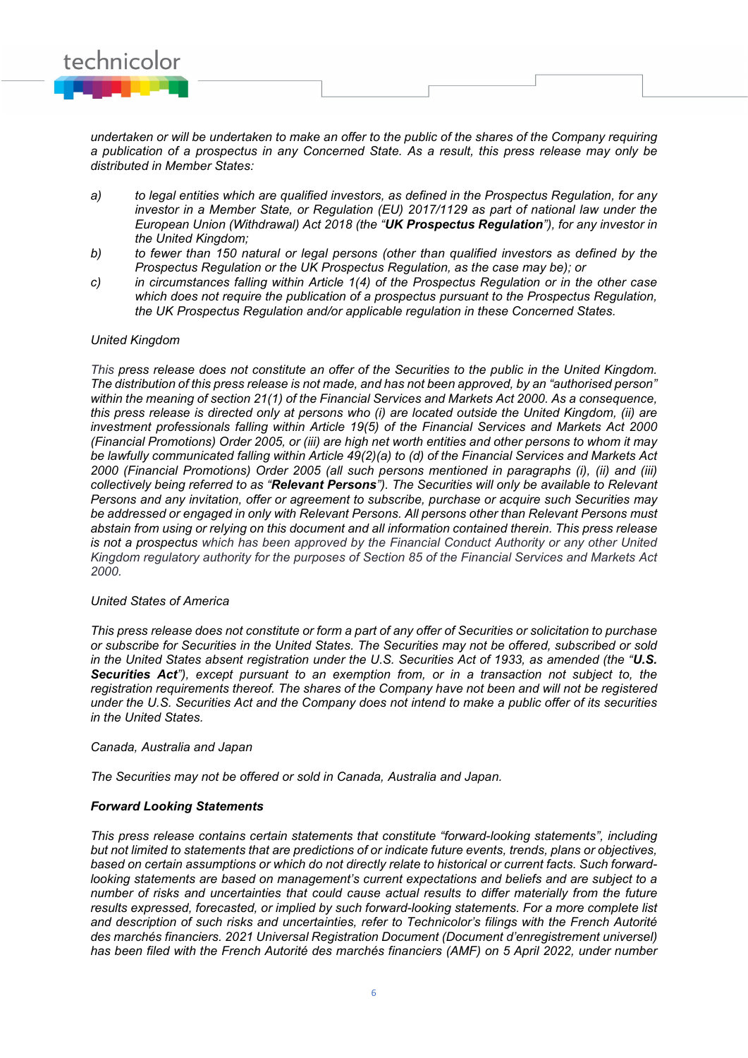*undertaken or will be undertaken to make an offer to the public of the shares of the Company requiring a publication of a prospectus in any Concerned State. As a result, this press release may only be distributed in Member States:*

*a)* *to legal entities which are qualified investors, as defined in the Prospectus Regulation, for any investor in a Member State, or Regulation (EU) 2017/1129 as part of national law under the European Union (Withdrawal) Act 2018 (the "**UK Prospectus Regulation**"), for any investor in the United Kingdom;*

*b)* *to fewer than 150 natural or legal persons (other than qualified investors as defined by the Prospectus Regulation or the UK Prospectus Regulation, as the case may be); or*

*c)* *in circumstances falling within Article 1(4) of the Prospectus Regulation or in the other case which does not require the publication of a prospectus pursuant to the Prospectus Regulation, the UK Prospectus Regulation and/or applicable regulation in these Concerned States.*

*United Kingdom*

*This press release does not constitute an offer of the Securities to the public in the United Kingdom. The distribution of this press release is not made, and has not been approved, by an "authorised person" within the meaning of section 21(1) of the Financial Services and Markets Act 2000. As a consequence, this press release is directed only at persons who (i) are located outside the United Kingdom, (ii) are investment professionals falling within Article 19(5) of the Financial Services and Markets Act 2000 (Financial Promotions) Order 2005, or (iii) are high net worth entities and other persons to whom it may be lawfully communicated falling within Article 49(2)(a) to (d) of the Financial Services and Markets Act 2000 (Financial Promotions) Order 2005 (all such persons mentioned in paragraphs (i), (ii) and (iii) collectively being referred to as "**Relevant Persons**"). The Securities will only be available to Relevant Persons and any invitation, offer or agreement to subscribe, purchase or acquire such Securities may be addressed or engaged in only with Relevant Persons. All persons other than Relevant Persons must abstain from using or relying on this document and all information contained therein. This press release is not a prospectus which has been approved by the Financial Conduct Authority or any other United Kingdom regulatory authority for the purposes of Section 85 of the Financial Services and Markets Act 2000.*

*United States of America*

*This press release does not constitute or form a part of any offer of Securities or solicitation to purchase or subscribe for Securities in the United States. The Securities may not be offered, subscribed or sold in the United States absent registration under the U.S. Securities Act of 1933, as amended (the "**U.S. Securities Act**"), except pursuant to an exemption from, or in a transaction not subject to, the registration requirements thereof. The shares of the Company have not been and will not be registered under the U.S. Securities Act and the Company does not intend to make a public offer of its securities in the United States.*

*Canada, Australia and Japan*

*The Securities may not be offered or sold in Canada, Australia and Japan.*

***Forward Looking Statements***

*This press release contains certain statements that constitute "forward-looking statements", including but not limited to statements that are predictions of or indicate future events, trends, plans or objectives, based on certain assumptions or which do not directly relate to historical or current facts. Such forward-looking statements are based on management's current expectations and beliefs and are subject to a number of risks and uncertainties that could cause actual results to differ materially from the future results expressed, forecasted, or implied by such forward-looking statements. For a more complete list and description of such risks and uncertainties, refer to Technicolor's filings with the French Autorité des marchés financiers. 2021 Universal Registration Document (Document d'enregistrement universel) has been filed with the French Autorité des marchés financiers (AMF) on 5 April 2022, under number*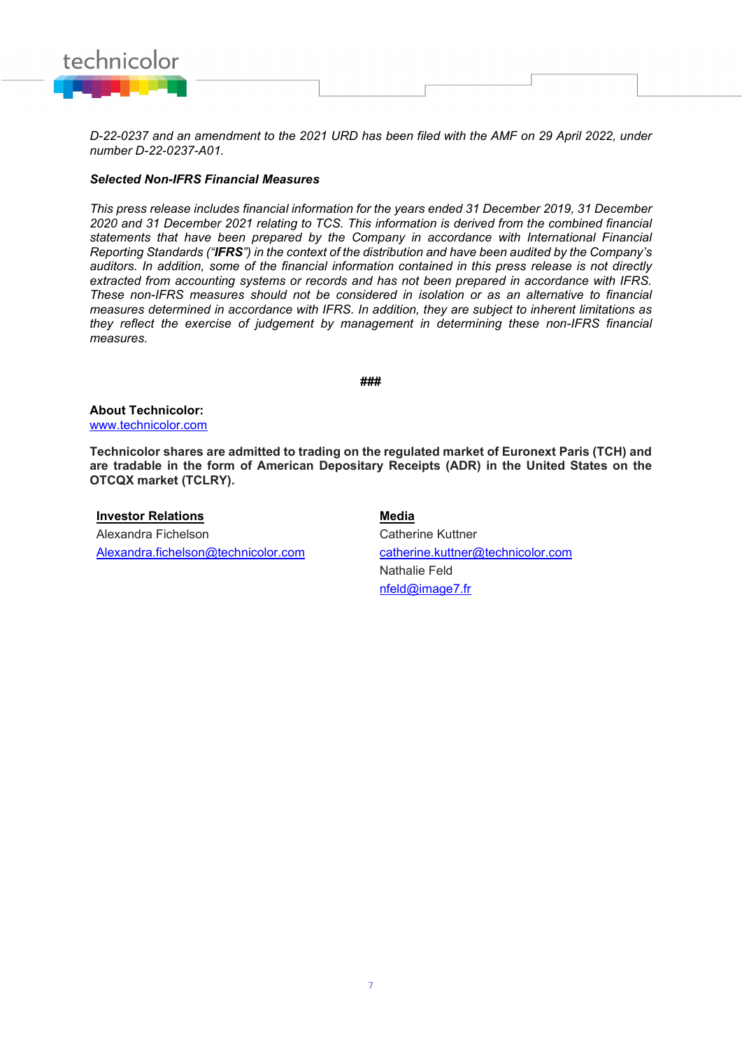*D-22-0237 and an amendment to the 2021 URD has been filed with the AMF on 29 April 2022, under number D-22-0237-A01.*

***Selected Non-IFRS Financial Measures***

*This press release includes financial information for the years ended 31 December 2019, 31 December 2020 and 31 December 2021 relating to TCS. This information is derived from the combined financial statements that have been prepared by the Company in accordance with International Financial Reporting Standards ("**IFRS**") in the context of the distribution and have been audited by the Company's auditors. In addition, some of the financial information contained in this press release is not directly extracted from accounting systems or records and has not been prepared in accordance with IFRS. These non-IFRS measures should not be considered in isolation or as an alternative to financial measures determined in accordance with IFRS. In addition, they are subject to inherent limitations as they reflect the exercise of judgement by management in determining these non-IFRS financial measures.*

***###***

**About Technicolor:**
www.technicolor.com

**Technicolor shares are admitted to trading on the regulated market of Euronext Paris (TCH) and are tradable in the form of American Depositary Receipts (ADR) in the United States on the OTCQX market (TCLRY).**

**Investor Relations**
Alexandra Fichelson
Alexandra.fichelson@technicolor.com

**Media**
Catherine Kuttner
catherine.kuttner@technicolor.com
Nathalie Feld
nfeld@image7.fr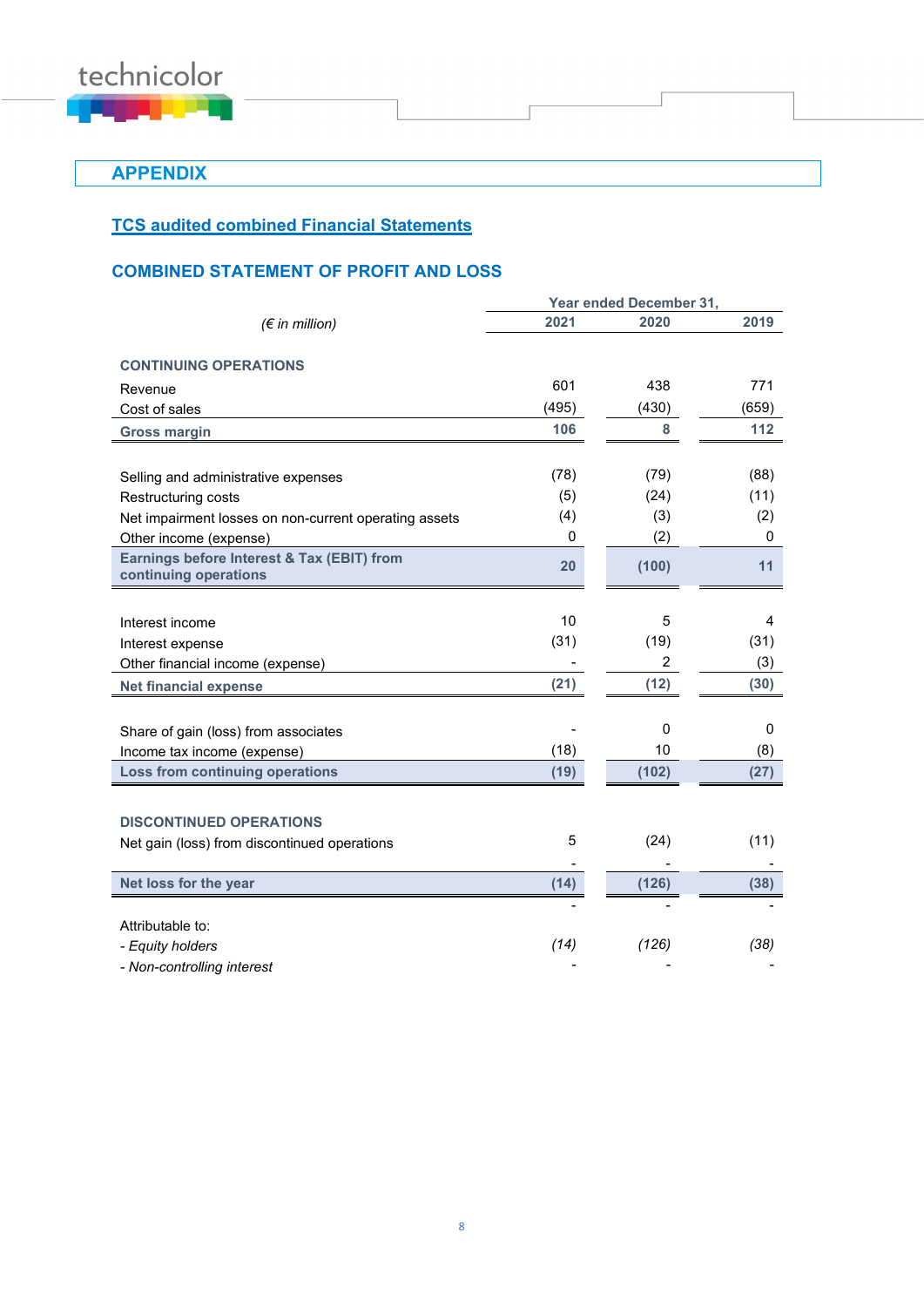# APPENDIX

## TCS audited combined Financial Statements

### COMBINED STATEMENT OF PROFIT AND LOSS

| *(€ in million)* | Year ended December 31, | | |
|---|---|---|---|
| | 2021 | 2020 | 2019 |
| **CONTINUING OPERATIONS** | | | |
| Revenue | 601 | 438 | 771 |
| Cost of sales | (495) | (430) | (659) |
| **Gross margin** | **106** | **8** | **112** |
| Selling and administrative expenses | (78) | (79) | (88) |
| Restructuring costs | (5) | (24) | (11) |
| Net impairment losses on non-current operating assets | (4) | (3) | (2) |
| Other income (expense) | 0 | (2) | 0 |
| **Earnings before Interest & Tax (EBIT) from continuing operations** | **20** | **(100)** | **11** |
| Interest income | 10 | 5 | 4 |
| Interest expense | (31) | (19) | (31) |
| Other financial income (expense) | - | 2 | (3) |
| **Net financial expense** | **(21)** | **(12)** | **(30)** |
| Share of gain (loss) from associates | - | 0 | 0 |
| Income tax income (expense) | (18) | 10 | (8) |
| **Loss from continuing operations** | **(19)** | **(102)** | **(27)** |
| **DISCONTINUED OPERATIONS** | | | |
| Net gain (loss) from discontinued operations | 5 | (24) | (11) |
| | - | - | - |
| **Net loss for the year** | **(14)** | **(126)** | **(38)** |
| | - | - | - |
| Attributable to: | | | |
| *- Equity holders* | *(14)* | *(126)* | *(38)* |
| *- Non-controlling interest* | - | - | - |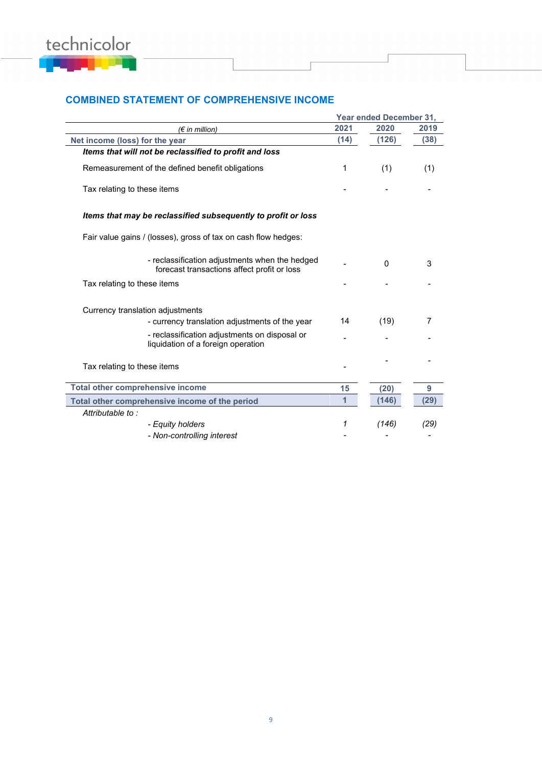## COMBINED STATEMENT OF COMPREHENSIVE INCOME

| *(€ in million)* | Year ended December 31, 2021 | 2020 | 2019 |
|---|---|---|---|
| **Net income (loss) for the year** | **(14)** | **(126)** | **(38)** |
| ***Items that will not be reclassified to profit and loss*** | | | |
| Remeasurement of the defined benefit obligations | 1 | (1) | (1) |
| Tax relating to these items | - | - | - |
| ***Items that may be reclassified subsequently to profit or loss*** | | | |
| Fair value gains / (losses), gross of tax on cash flow hedges: | | | |
| - reclassification adjustments when the hedged forecast transactions affect profit or loss | - | 0 | 3 |
| Tax relating to these items | - | - | - |
| Currency translation adjustments | | | |
| - currency translation adjustments of the year | 14 | (19) | 7 |
| - reclassification adjustments on disposal or liquidation of a foreign operation | - | - | - |
| Tax relating to these items | - | - | - |
| **Total other comprehensive income** | **15** | **(20)** | **9** |
| **Total other comprehensive income of the period** | **1** | **(146)** | **(29)** |
| *Attributable to :* | | | |
| *- Equity holders* | *1* | *(146)* | *(29)* |
| *- Non-controlling interest* | - | - | - |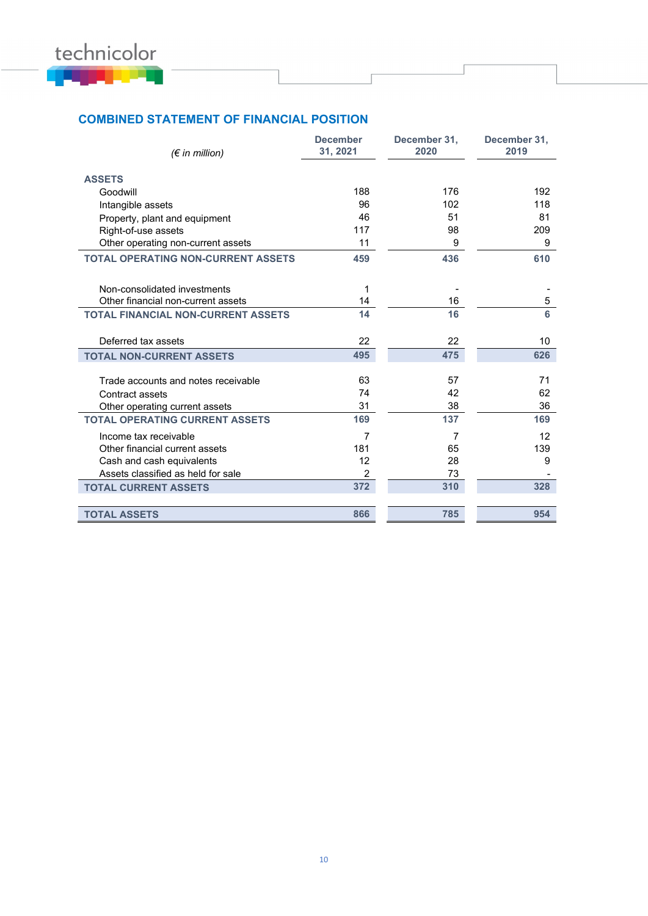## COMBINED STATEMENT OF FINANCIAL POSITION

| *(€ in million)* | December 31, 2021 | December 31, 2020 | December 31, 2019 |
|---|---|---|---|
| **ASSETS** | | | |
| Goodwill | 188 | 176 | 192 |
| Intangible assets | 96 | 102 | 118 |
| Property, plant and equipment | 46 | 51 | 81 |
| Right-of-use assets | 117 | 98 | 209 |
| Other operating non-current assets | 11 | 9 | 9 |
| **TOTAL OPERATING NON-CURRENT ASSETS** | **459** | **436** | **610** |
| Non-consolidated investments | 1 | - | - |
| Other financial non-current assets | 14 | 16 | 5 |
| **TOTAL FINANCIAL NON-CURRENT ASSETS** | **14** | **16** | **6** |
| Deferred tax assets | 22 | 22 | 10 |
| **TOTAL NON-CURRENT ASSETS** | **495** | **475** | **626** |
| Trade accounts and notes receivable | 63 | 57 | 71 |
| Contract assets | 74 | 42 | 62 |
| Other operating current assets | 31 | 38 | 36 |
| **TOTAL OPERATING CURRENT ASSETS** | **169** | **137** | **169** |
| Income tax receivable | 7 | 7 | 12 |
| Other financial current assets | 181 | 65 | 139 |
| Cash and cash equivalents | 12 | 28 | 9 |
| Assets classified as held for sale | 2 | 73 | - |
| **TOTAL CURRENT ASSETS** | **372** | **310** | **328** |
| **TOTAL ASSETS** | **866** | **785** | **954** |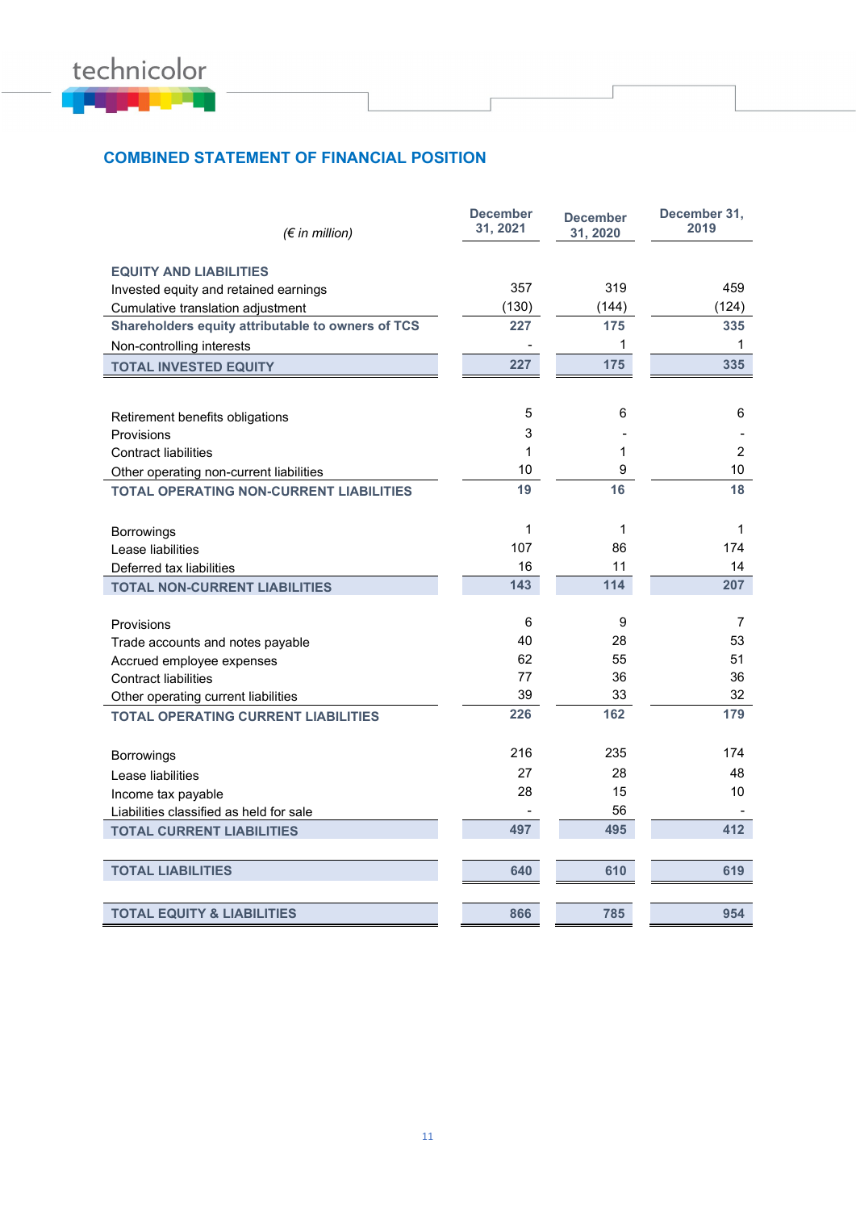## COMBINED STATEMENT OF FINANCIAL POSITION

| *(€ in million)* | December 31, 2021 | December 31, 2020 | December 31, 2019 |
|---|---|---|---|
| **EQUITY AND LIABILITIES** | | | |
| Invested equity and retained earnings | 357 | 319 | 459 |
| Cumulative translation adjustment | (130) | (144) | (124) |
| **Shareholders equity attributable to owners of TCS** | **227** | **175** | **335** |
| Non-controlling interests | - | 1 | 1 |
| **TOTAL INVESTED EQUITY** | **227** | **175** | **335** |
| | | | |
| Retirement benefits obligations | 5 | 6 | 6 |
| Provisions | 3 | - | - |
| Contract liabilities | 1 | 1 | 2 |
| Other operating non-current liabilities | 10 | 9 | 10 |
| **TOTAL OPERATING NON-CURRENT LIABILITIES** | **19** | **16** | **18** |
| | | | |
| Borrowings | 1 | 1 | 1 |
| Lease liabilities | 107 | 86 | 174 |
| Deferred tax liabilities | 16 | 11 | 14 |
| **TOTAL NON-CURRENT LIABILITIES** | **143** | **114** | **207** |
| | | | |
| Provisions | 6 | 9 | 7 |
| Trade accounts and notes payable | 40 | 28 | 53 |
| Accrued employee expenses | 62 | 55 | 51 |
| Contract liabilities | 77 | 36 | 36 |
| Other operating current liabilities | 39 | 33 | 32 |
| **TOTAL OPERATING CURRENT LIABILITIES** | **226** | **162** | **179** |
| | | | |
| Borrowings | 216 | 235 | 174 |
| Lease liabilities | 27 | 28 | 48 |
| Income tax payable | 28 | 15 | 10 |
| Liabilities classified as held for sale | - | 56 | - |
| **TOTAL CURRENT LIABILITIES** | **497** | **495** | **412** |
| | | | |
| **TOTAL LIABILITIES** | **640** | **610** | **619** |
| | | | |
| **TOTAL EQUITY & LIABILITIES** | **866** | **785** | **954** |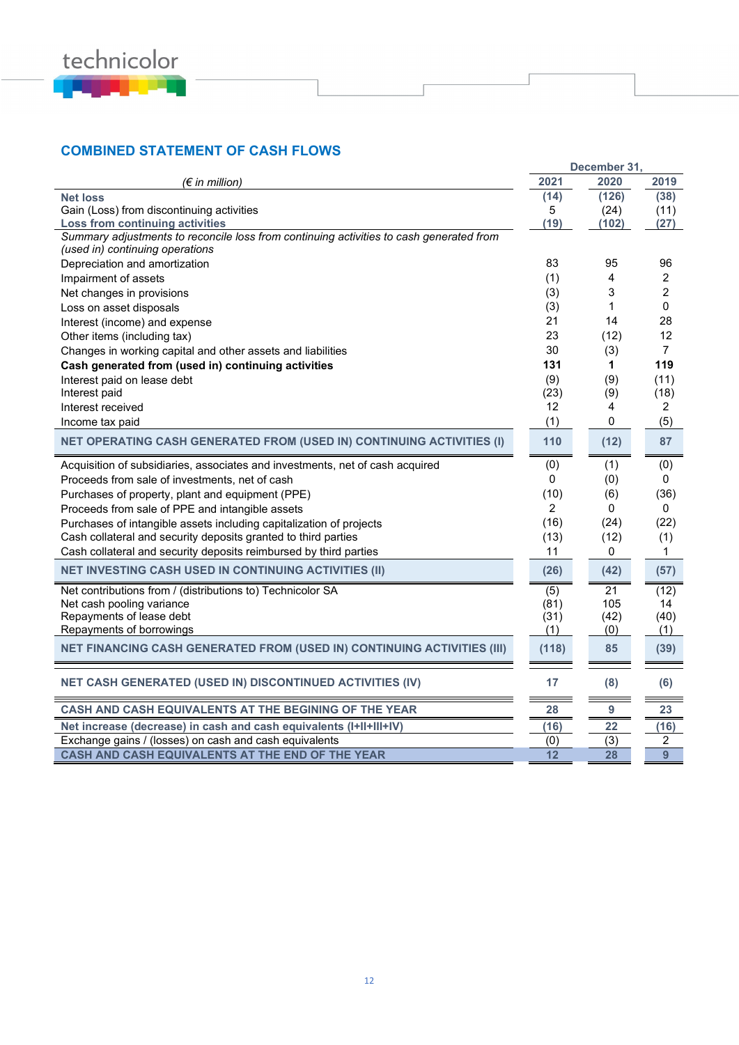## COMBINED STATEMENT OF CASH FLOWS

| *(€ in million)* | December 31, 2021 | 2020 | 2019 |
|---|---|---|---|
| **Net loss** | **(14)** | **(126)** | **(38)** |
| Gain (Loss) from discontinuing activities | 5 | (24) | (11) |
| **Loss from continuing activities** | **(19)** | **(102)** | **(27)** |
| *Summary adjustments to reconcile loss from continuing activities to cash generated from (used in) continuing operations* | | | |
| Depreciation and amortization | 83 | 95 | 96 |
| Impairment of assets | (1) | 4 | 2 |
| Net changes in provisions | (3) | 3 | 2 |
| Loss on asset disposals | (3) | 1 | 0 |
| Interest (income) and expense | 21 | 14 | 28 |
| Other items (including tax) | 23 | (12) | 12 |
| Changes in working capital and other assets and liabilities | 30 | (3) | 7 |
| **Cash generated from (used in) continuing activities** | **131** | **1** | **119** |
| Interest paid on lease debt | (9) | (9) | (11) |
| Interest paid | (23) | (9) | (18) |
| Interest received | 12 | 4 | 2 |
| Income tax paid | (1) | 0 | (5) |
| **NET OPERATING CASH GENERATED FROM (USED IN) CONTINUING ACTIVITIES (I)** | **110** | **(12)** | **87** |
| Acquisition of subsidiaries, associates and investments, net of cash acquired | (0) | (1) | (0) |
| Proceeds from sale of investments, net of cash | 0 | (0) | 0 |
| Purchases of property, plant and equipment (PPE) | (10) | (6) | (36) |
| Proceeds from sale of PPE and intangible assets | 2 | 0 | 0 |
| Purchases of intangible assets including capitalization of projects | (16) | (24) | (22) |
| Cash collateral and security deposits granted to third parties | (13) | (12) | (1) |
| Cash collateral and security deposits reimbursed by third parties | 11 | 0 | 1 |
| **NET INVESTING CASH USED IN CONTINUING ACTIVITIES (II)** | **(26)** | **(42)** | **(57)** |
| Net contributions from / (distributions to) Technicolor SA | (5) | 21 | (12) |
| Net cash pooling variance | (81) | 105 | 14 |
| Repayments of lease debt | (31) | (42) | (40) |
| Repayments of borrowings | (1) | (0) | (1) |
| **NET FINANCING CASH GENERATED FROM (USED IN) CONTINUING ACTIVITIES (III)** | **(118)** | **85** | **(39)** |
| **NET CASH GENERATED (USED IN) DISCONTINUED ACTIVITIES (IV)** | **17** | **(8)** | **(6)** |
| **CASH AND CASH EQUIVALENTS AT THE BEGINING OF THE YEAR** | **28** | **9** | **23** |
| **Net increase (decrease) in cash and cash equivalents (I+II+III+IV)** | **(16)** | **22** | **(16)** |
| Exchange gains / (losses) on cash and cash equivalents | (0) | (3) | 2 |
| **CASH AND CASH EQUIVALENTS AT THE END OF THE YEAR** | **12** | **28** | **9** |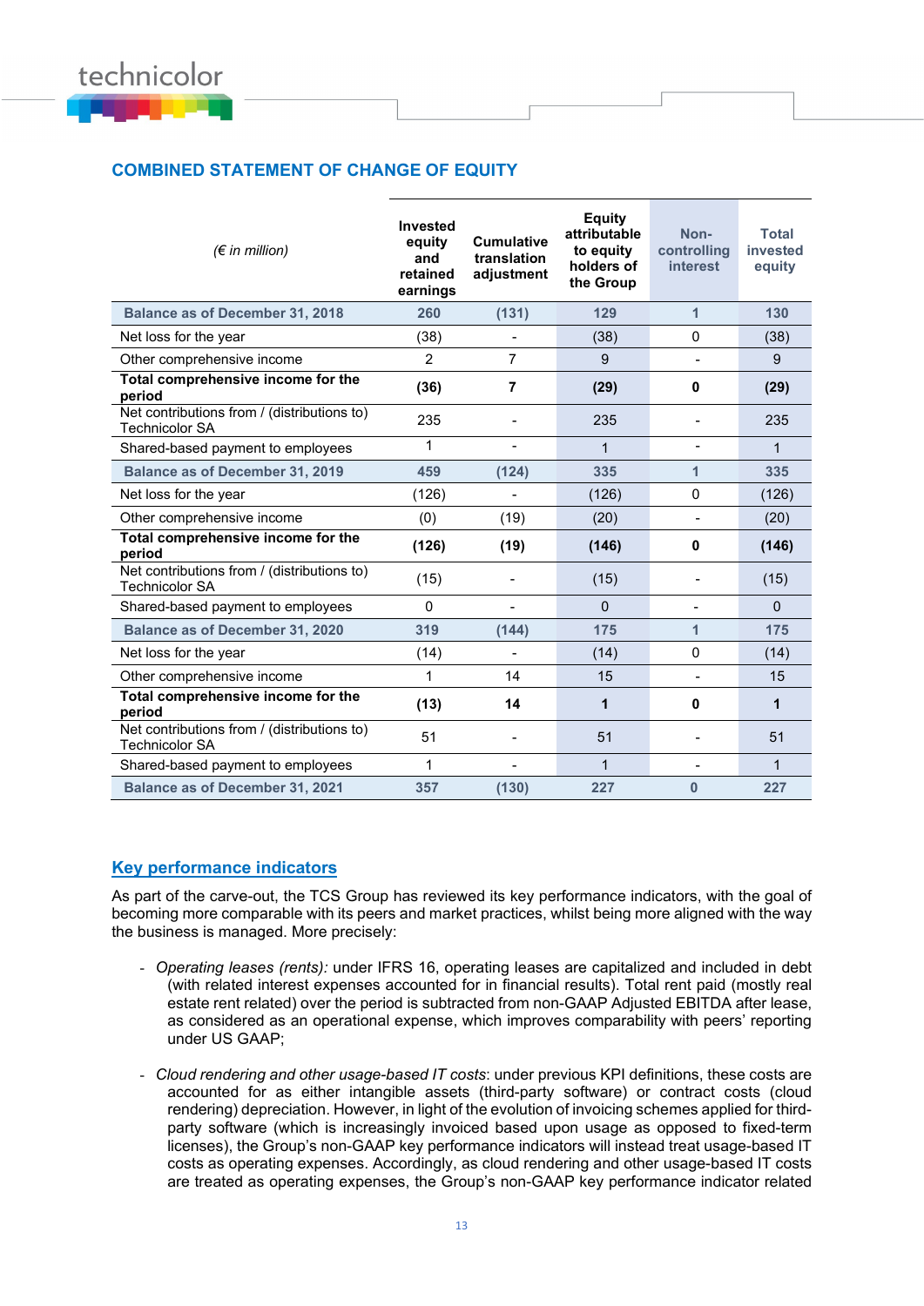## COMBINED STATEMENT OF CHANGE OF EQUITY

| *(€ in million)* | Invested equity and retained earnings | Cumulative translation adjustment | Equity attributable to equity holders of the Group | Non-controlling interest | Total invested equity |
|---|---|---|---|---|---|
| **Balance as of December 31, 2018** | **260** | **(131)** | **129** | **1** | **130** |
| Net loss for the year | (38) | - | (38) | 0 | (38) |
| Other comprehensive income | 2 | 7 | 9 | - | 9 |
| **Total comprehensive income for the period** | **(36)** | **7** | **(29)** | **0** | **(29)** |
| Net contributions from / (distributions to) Technicolor SA | 235 | - | 235 | - | 235 |
| Shared-based payment to employees | 1 | - | 1 | - | 1 |
| **Balance as of December 31, 2019** | **459** | **(124)** | **335** | **1** | **335** |
| Net loss for the year | (126) | - | (126) | 0 | (126) |
| Other comprehensive income | (0) | (19) | (20) | - | (20) |
| **Total comprehensive income for the period** | **(126)** | **(19)** | **(146)** | **0** | **(146)** |
| Net contributions from / (distributions to) Technicolor SA | (15) | - | (15) | - | (15) |
| Shared-based payment to employees | 0 | - | 0 | - | 0 |
| **Balance as of December 31, 2020** | **319** | **(144)** | **175** | **1** | **175** |
| Net loss for the year | (14) | - | (14) | 0 | (14) |
| Other comprehensive income | 1 | 14 | 15 | - | 15 |
| **Total comprehensive income for the period** | **(13)** | **14** | **1** | **0** | **1** |
| Net contributions from / (distributions to) Technicolor SA | 51 | - | 51 | - | 51 |
| Shared-based payment to employees | 1 | - | 1 | - | 1 |
| **Balance as of December 31, 2021** | **357** | **(130)** | **227** | **0** | **227** |

## Key performance indicators

As part of the carve-out, the TCS Group has reviewed its key performance indicators, with the goal of becoming more comparable with its peers and market practices, whilst being more aligned with the way the business is managed. More precisely:

- *Operating leases (rents):* under IFRS 16, operating leases are capitalized and included in debt (with related interest expenses accounted for in financial results). Total rent paid (mostly real estate rent related) over the period is subtracted from non-GAAP Adjusted EBITDA after lease, as considered as an operational expense, which improves comparability with peers' reporting under US GAAP;

- *Cloud rendering and other usage-based IT costs*: under previous KPI definitions, these costs are accounted for as either intangible assets (third-party software) or contract costs (cloud rendering) depreciation. However, in light of the evolution of invoicing schemes applied for third-party software (which is increasingly invoiced based upon usage as opposed to fixed-term licenses), the Group's non-GAAP key performance indicators will instead treat usage-based IT costs as operating expenses. Accordingly, as cloud rendering and other usage-based IT costs are treated as operating expenses, the Group's non-GAAP key performance indicator related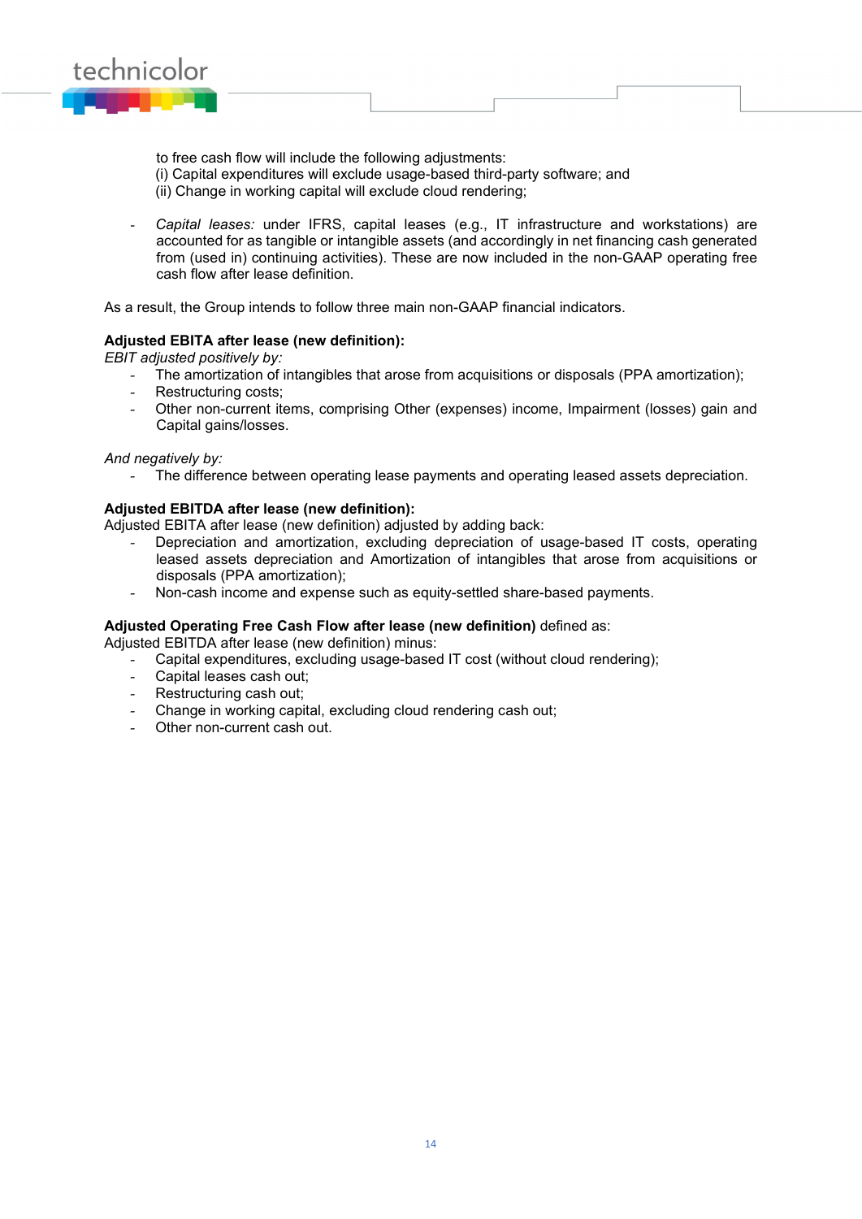to free cash flow will include the following adjustments:
(i) Capital expenditures will exclude usage-based third-party software; and
(ii) Change in working capital will exclude cloud rendering;

- *Capital leases:* under IFRS, capital leases (e.g., IT infrastructure and workstations) are accounted for as tangible or intangible assets (and accordingly in net financing cash generated from (used in) continuing activities). These are now included in the non-GAAP operating free cash flow after lease definition.

As a result, the Group intends to follow three main non-GAAP financial indicators.

**Adjusted EBITA after lease (new definition):**
*EBIT adjusted positively by:*

- The amortization of intangibles that arose from acquisitions or disposals (PPA amortization);
- Restructuring costs;
- Other non-current items, comprising Other (expenses) income, Impairment (losses) gain and Capital gains/losses.

*And negatively by:*

- The difference between operating lease payments and operating leased assets depreciation.

**Adjusted EBITDA after lease (new definition):**
Adjusted EBITA after lease (new definition) adjusted by adding back:

- Depreciation and amortization, excluding depreciation of usage-based IT costs, operating leased assets depreciation and Amortization of intangibles that arose from acquisitions or disposals (PPA amortization);
- Non-cash income and expense such as equity-settled share-based payments.

**Adjusted Operating Free Cash Flow after lease (new definition)** defined as:
Adjusted EBITDA after lease (new definition) minus:

- Capital expenditures, excluding usage-based IT cost (without cloud rendering);
- Capital leases cash out;
- Restructuring cash out;
- Change in working capital, excluding cloud rendering cash out;
- Other non-current cash out.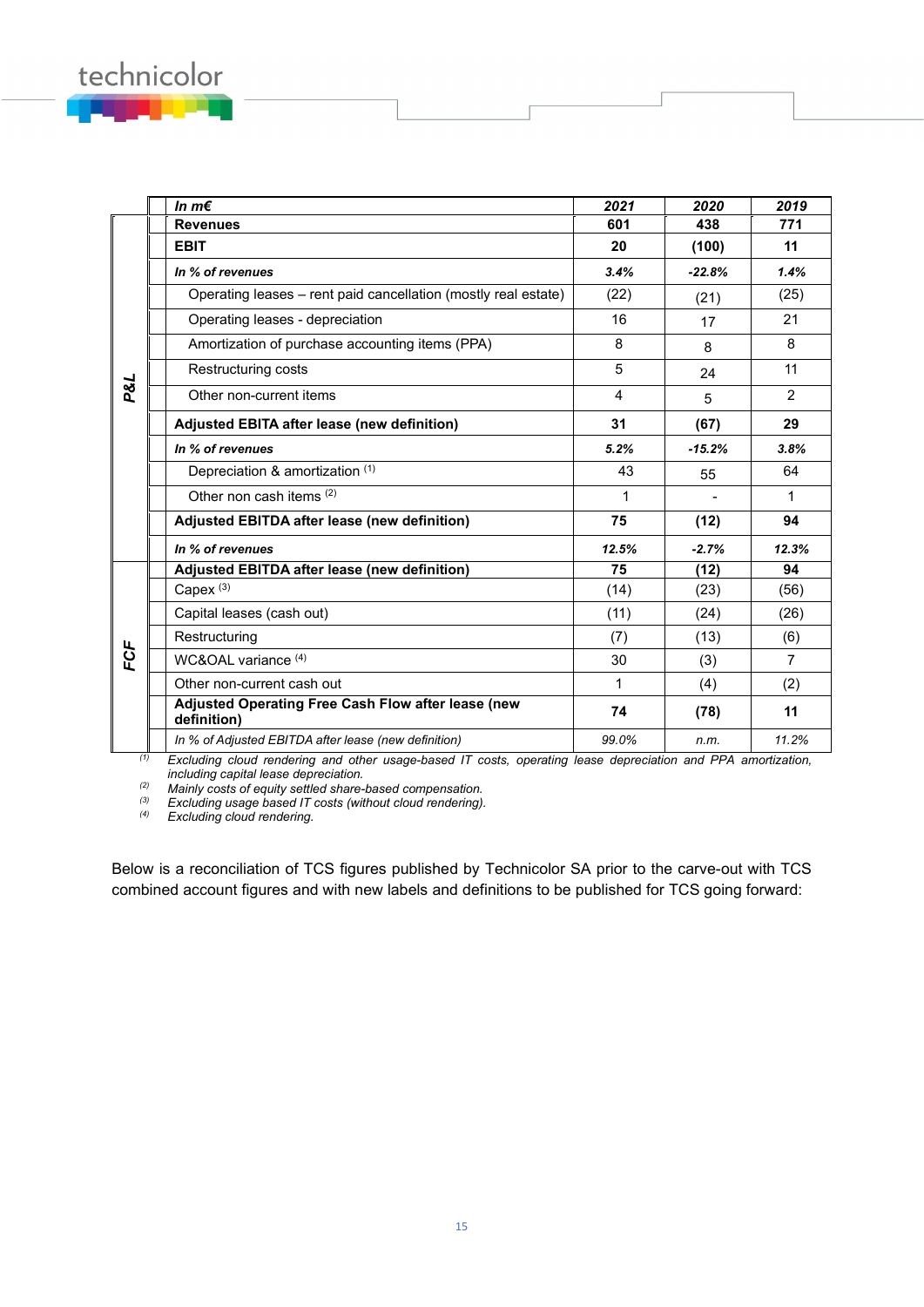| | In m€ | 2021 | 2020 | 2019 |
|---|---|---|---|---|
| P&L | **Revenues** | **601** | **438** | **771** |
| | **EBIT** | **20** | **(100)** | **11** |
| | ***In % of revenues*** | ***3.4%*** | ***-22.8%*** | ***1.4%*** |
| | Operating leases – rent paid cancellation (mostly real estate) | (22) | (21) | (25) |
| | Operating leases - depreciation | 16 | 17 | 21 |
| | Amortization of purchase accounting items (PPA) | 8 | 8 | 8 |
| | Restructuring costs | 5 | 24 | 11 |
| | Other non-current items | 4 | 5 | 2 |
| | **Adjusted EBITA after lease (new definition)** | **31** | **(67)** | **29** |
| | ***In % of revenues*** | ***5.2%*** | ***-15.2%*** | ***3.8%*** |
| | Depreciation & amortization [(1)] | 43 | 55 | 64 |
| | Other non cash items [(2)] | 1 | - | 1 |
| | **Adjusted EBITDA after lease (new definition)** | **75** | **(12)** | **94** |
| | ***In % of revenues*** | ***12.5%*** | ***-2.7%*** | ***12.3%*** |
| FCF | **Adjusted EBITDA after lease (new definition)** | **75** | **(12)** | **94** |
| | Capex [(3)] | (14) | (23) | (56) |
| | Capital leases (cash out) | (11) | (24) | (26) |
| | Restructuring | (7) | (13) | (6) |
| | WC&OAL variance [(4)] | 30 | (3) | 7 |
| | Other non-current cash out | 1 | (4) | (2) |
| | **Adjusted Operating Free Cash Flow after lease (new definition)** | **74** | **(78)** | **11** |
| | *In % of Adjusted EBITDA after lease (new definition)* | *99.0%* | *n.m.* | *11.2%* |

(1) *Excluding cloud rendering and other usage-based IT costs, operating lease depreciation and PPA amortization, including capital lease depreciation.*
(2) *Mainly costs of equity settled share-based compensation.*
(3) *Excluding usage based IT costs (without cloud rendering).*
(4) *Excluding cloud rendering.*

Below is a reconciliation of TCS figures published by Technicolor SA prior to the carve-out with TCS combined account figures and with new labels and definitions to be published for TCS going forward: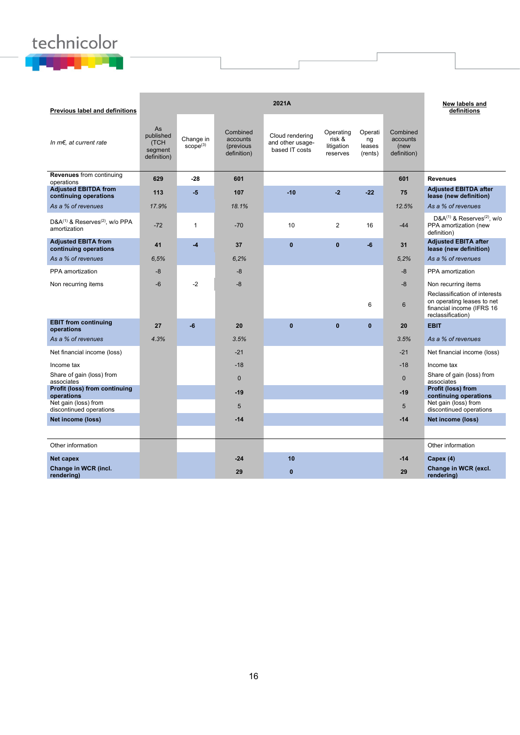| Previous label and definitions | 2021A | | | | | | | New labels and definitions |
|---|---|---|---|---|---|---|---|---|
| *In m€, at current rate* | As published (TCH segment definition) | Change in scope[3] | Combined accounts (previous definition) | Cloud rendering and other usage-based IT costs | Operating risk & litigation reserves | Operating leases (rents) | Combined accounts (new definition) | |
| **Revenues** from continuing operations | **629** | **-28** | **601** | | | | **601** | **Revenues** |
| **Adjusted EBITDA from continuing operations** | **113** | **-5** | **107** | **-10** | **-2** | **-22** | **75** | **Adjusted EBITDA after lease (new definition)** |
| *As a % of revenues* | *17.9%* | | *18.1%* | | | | *12.5%* | *As a % of revenues* |
| D&A[1] & Reserves[2], w/o PPA amortization | -72 | 1 | -70 | 10 | 2 | 16 | -44 | D&A[1] & Reserves[2], w/o PPA amortization (new definition) |
| **Adjusted EBITA from continuing operations** | **41** | **-4** | **37** | **0** | **0** | **-6** | **31** | **Adjusted EBITA after lease (new definition)** |
| *As a % of revenues* | *6,5%* | | *6,2%* | | | | *5,2%* | *As a % of revenues* |
| PPA amortization | -8 | | -8 | | | | -8 | PPA amortization |
| Non recurring items | -6 | -2 | -8 | | | | -8 | Non recurring items |
| | | | | | | 6 | 6 | Reclassification of interests on operating leases to net financial income (IFRS 16 reclassification) |
| **EBIT from continuing operations** | **27** | **-6** | **20** | **0** | **0** | **0** | **20** | **EBIT** |
| *As a % of revenues* | *4.3%* | | *3.5%* | | | | *3.5%* | *As a % of revenues* |
| Net financial income (loss) | | | -21 | | | | -21 | Net financial income (loss) |
| Income tax | | | -18 | | | | -18 | Income tax |
| Share of gain (loss) from associates | | | 0 | | | | 0 | Share of gain (loss) from associates |
| **Profit (loss) from continuing operations** | | | **-19** | | | | **-19** | **Profit (loss) from continuing operations** |
| Net gain (loss) from discontinued operations | | | 5 | | | | 5 | Net gain (loss) from discontinued operations |
| **Net income (loss)** | | | **-14** | | | | **-14** | **Net income (loss)** |
| | | | | | | | | |
| Other information | | | | | | | | Other information |
| **Net capex** | | | **-24** | **10** | | | **-14** | **Capex (4)** |
| **Change in WCR (incl. rendering)** | | | **29** | **0** | | | **29** | **Change in WCR (excl. rendering)** |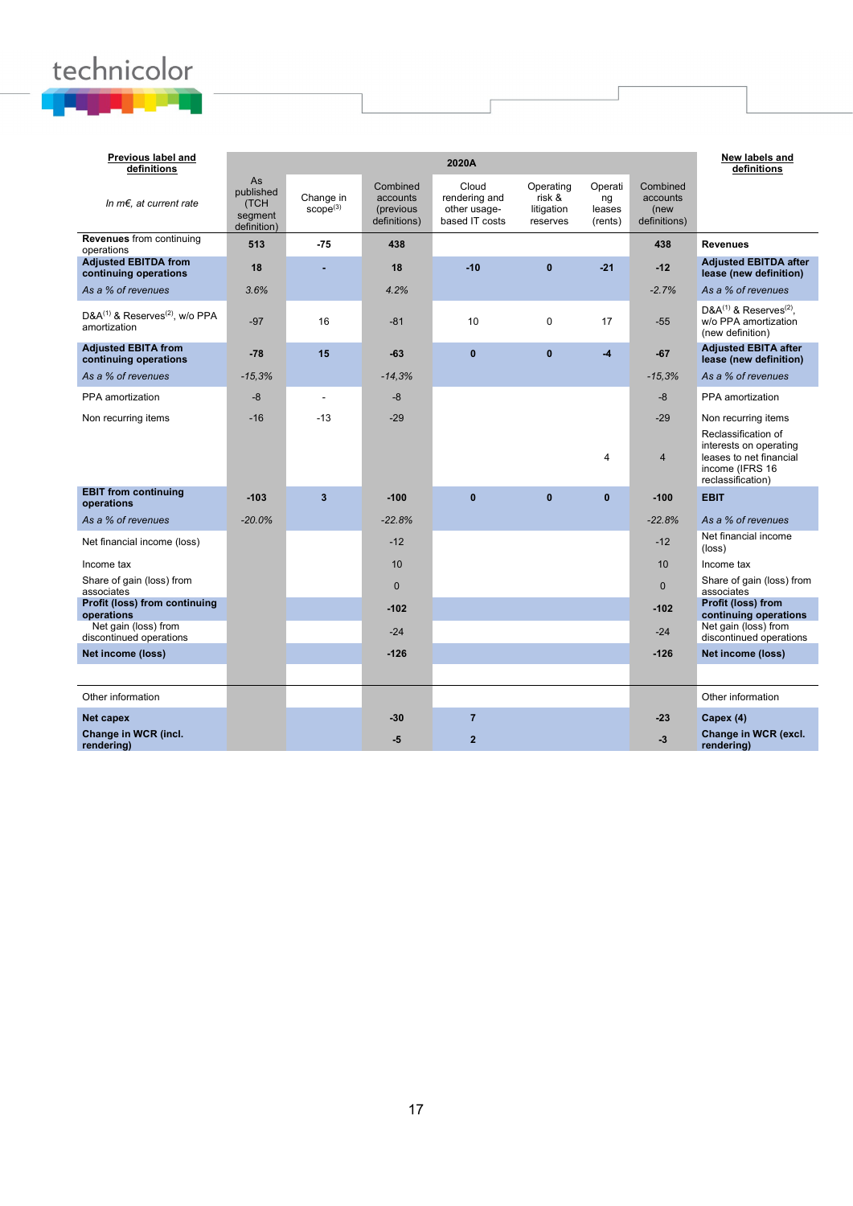| Previous label and definitions | 2020A | | | | | | | New labels and definitions |
|---|---|---|---|---|---|---|---|---|
| *In m€, at current rate* | As published (TCH segment definition) | Change in scope[3] | Combined accounts (previous definitions) | Cloud rendering and other usage-based IT costs | Operating risk & litigation reserves | Operating leases (rents) | Combined accounts (new definitions) | |
| **Revenues** from continuing operations | **513** | **-75** | **438** | | | | **438** | **Revenues** |
| **Adjusted EBITDA from continuing operations** | **18** | **-** | **18** | **-10** | **0** | **-21** | **-12** | **Adjusted EBITDA after lease (new definition)** |
| *As a % of revenues* | *3.6%* | | *4.2%* | | | | *-2.7%* | *As a % of revenues* |
| D&A[1] & Reserves[2], w/o PPA amortization | -97 | 16 | -81 | 10 | 0 | 17 | -55 | D&A[1] & Reserves[2], w/o PPA amortization (new definition) |
| **Adjusted EBITA from continuing operations** | **-78** | **15** | **-63** | **0** | **0** | **-4** | **-67** | **Adjusted EBITA after lease (new definition)** |
| *As a % of revenues* | *-15,3%* | | *-14,3%* | | | | *-15,3%* | *As a % of revenues* |
| PPA amortization | -8 | - | -8 | | | | -8 | PPA amortization |
| Non recurring items | -16 | -13 | -29 | | | | -29 | Non recurring items |
| | | | | | | 4 | 4 | Reclassification of interests on operating leases to net financial income (IFRS 16 reclassification) |
| **EBIT from continuing operations** | **-103** | **3** | **-100** | **0** | **0** | **0** | **-100** | **EBIT** |
| *As a % of revenues* | *-20.0%* | | *-22.8%* | | | | *-22.8%* | *As a % of revenues* |
| Net financial income (loss) | | | -12 | | | | -12 | Net financial income (loss) |
| Income tax | | | 10 | | | | 10 | Income tax |
| Share of gain (loss) from associates | | | 0 | | | | 0 | Share of gain (loss) from associates |
| **Profit (loss) from continuing operations** | | | **-102** | | | | **-102** | **Profit (loss) from continuing operations** |
| Net gain (loss) from discontinued operations | | | -24 | | | | -24 | Net gain (loss) from discontinued operations |
| **Net income (loss)** | | | **-126** | | | | **-126** | **Net income (loss)** |
| | | | | | | | | |
| Other information | | | | | | | | Other information |
| **Net capex** | | | **-30** | **7** | | | **-23** | **Capex (4)** |
| **Change in WCR (incl. rendering)** | | | **-5** | **2** | | | **-3** | **Change in WCR (excl. rendering)** |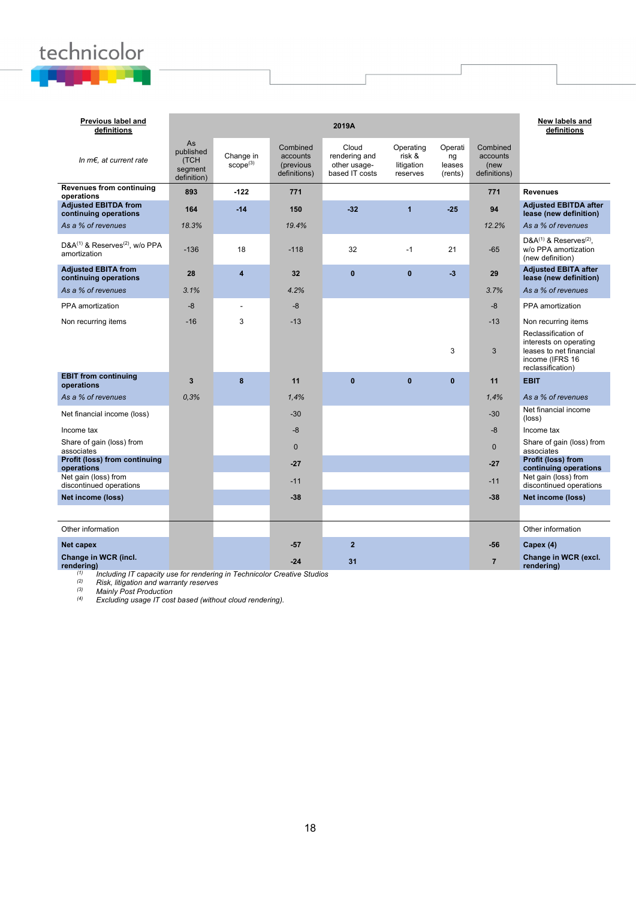| Previous label and definitions | 2019A | | | | | | | New labels and definitions |
|---|---|---|---|---|---|---|---|---|
| *In m€, at current rate* | As published (TCH segment definition) | Change in scope[3] | Combined accounts (previous definitions) | Cloud rendering and other usage-based IT costs | Operating risk & litigation reserves | Operating leases (rents) | Combined accounts (new definitions) | |
| **Revenues from continuing operations** | **893** | **-122** | **771** | | | | **771** | **Revenues** |
| **Adjusted EBITDA from continuing operations** | **164** | **-14** | **150** | **-32** | **1** | **-25** | **94** | **Adjusted EBITDA after lease (new definition)** |
| *As a % of revenues* | *18.3%* | | *19.4%* | | | | *12.2%* | *As a % of revenues* |
| D&A[1] & Reserves[2], w/o PPA amortization | -136 | 18 | -118 | 32 | -1 | 21 | -65 | D&A[1] & Reserves[2], w/o PPA amortization (new definition) |
| **Adjusted EBITA from continuing operations** | **28** | **4** | **32** | **0** | **0** | **-3** | **29** | **Adjusted EBITA after lease (new definition)** |
| *As a % of revenues* | *3.1%* | | *4.2%* | | | | *3.7%* | *As a % of revenues* |
| PPA amortization | -8 | - | -8 | | | | -8 | PPA amortization |
| Non recurring items | -16 | 3 | -13 | | | | -13 | Non recurring items |
| | | | | | | 3 | 3 | Reclassification of interests on operating leases to net financial income (IFRS 16 reclassification) |
| **EBIT from continuing operations** | **3** | **8** | **11** | **0** | **0** | **0** | **11** | **EBIT** |
| *As a % of revenues* | *0,3%* | | *1,4%* | | | | *1,4%* | *As a % of revenues* |
| Net financial income (loss) | | | -30 | | | | -30 | Net financial income (loss) |
| Income tax | | | -8 | | | | -8 | Income tax |
| Share of gain (loss) from associates | | | 0 | | | | 0 | Share of gain (loss) from associates |
| **Profit (loss) from continuing operations** | | | **-27** | | | | **-27** | **Profit (loss) from continuing operations** |
| Net gain (loss) from discontinued operations | | | -11 | | | | -11 | Net gain (loss) from discontinued operations |
| **Net income (loss)** | | | **-38** | | | | **-38** | **Net income (loss)** |
| | | | | | | | | |
| Other information | | | | | | | | Other information |
| **Net capex** | | | **-57** | **2** | | | **-56** | **Capex (4)** |
| **Change in WCR (incl. rendering)** | | | **-24** | **31** | | | **7** | **Change in WCR (excl. rendering)** |

*(1) Including IT capacity use for rendering in Technicolor Creative Studios*
*(2) Risk, litigation and warranty reserves*
*(3) Mainly Post Production*
*(4) Excluding usage IT cost based (without cloud rendering).*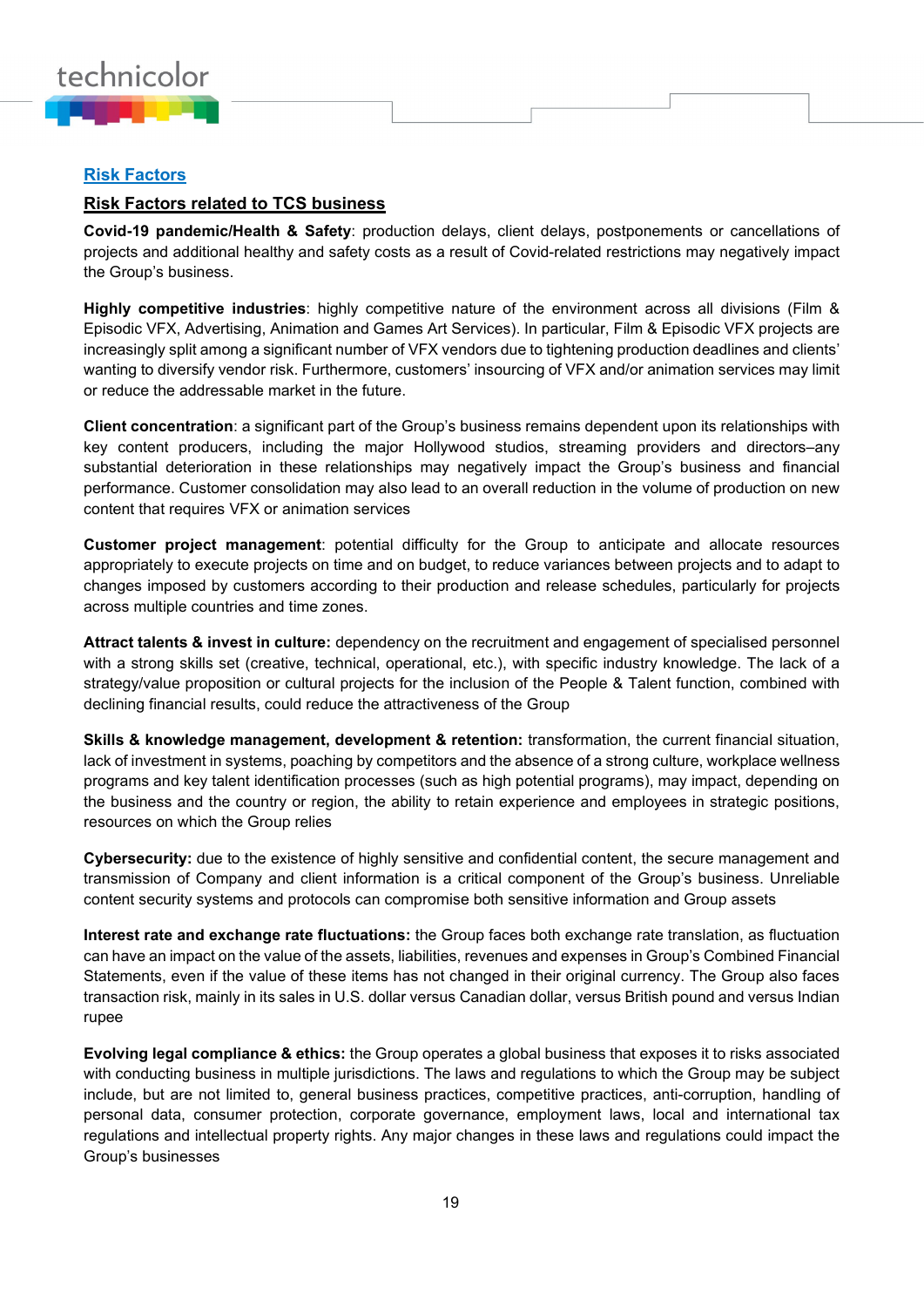## Risk Factors

### Risk Factors related to TCS business

**Covid-19 pandemic/Health & Safety**: production delays, client delays, postponements or cancellations of projects and additional healthy and safety costs as a result of Covid-related restrictions may negatively impact the Group's business.

**Highly competitive industries**: highly competitive nature of the environment across all divisions (Film & Episodic VFX, Advertising, Animation and Games Art Services). In particular, Film & Episodic VFX projects are increasingly split among a significant number of VFX vendors due to tightening production deadlines and clients' wanting to diversify vendor risk. Furthermore, customers' insourcing of VFX and/or animation services may limit or reduce the addressable market in the future.

**Client concentration**: a significant part of the Group's business remains dependent upon its relationships with key content producers, including the major Hollywood studios, streaming providers and directors–any substantial deterioration in these relationships may negatively impact the Group's business and financial performance. Customer consolidation may also lead to an overall reduction in the volume of production on new content that requires VFX or animation services

**Customer project management**: potential difficulty for the Group to anticipate and allocate resources appropriately to execute projects on time and on budget, to reduce variances between projects and to adapt to changes imposed by customers according to their production and release schedules, particularly for projects across multiple countries and time zones.

**Attract talents & invest in culture:** dependency on the recruitment and engagement of specialised personnel with a strong skills set (creative, technical, operational, etc.), with specific industry knowledge. The lack of a strategy/value proposition or cultural projects for the inclusion of the People & Talent function, combined with declining financial results, could reduce the attractiveness of the Group

**Skills & knowledge management, development & retention:** transformation, the current financial situation, lack of investment in systems, poaching by competitors and the absence of a strong culture, workplace wellness programs and key talent identification processes (such as high potential programs), may impact, depending on the business and the country or region, the ability to retain experience and employees in strategic positions, resources on which the Group relies

**Cybersecurity:** due to the existence of highly sensitive and confidential content, the secure management and transmission of Company and client information is a critical component of the Group's business. Unreliable content security systems and protocols can compromise both sensitive information and Group assets

**Interest rate and exchange rate fluctuations:** the Group faces both exchange rate translation, as fluctuation can have an impact on the value of the assets, liabilities, revenues and expenses in Group's Combined Financial Statements, even if the value of these items has not changed in their original currency. The Group also faces transaction risk, mainly in its sales in U.S. dollar versus Canadian dollar, versus British pound and versus Indian rupee

**Evolving legal compliance & ethics:** the Group operates a global business that exposes it to risks associated with conducting business in multiple jurisdictions. The laws and regulations to which the Group may be subject include, but are not limited to, general business practices, competitive practices, anti-corruption, handling of personal data, consumer protection, corporate governance, employment laws, local and international tax regulations and intellectual property rights. Any major changes in these laws and regulations could impact the Group's businesses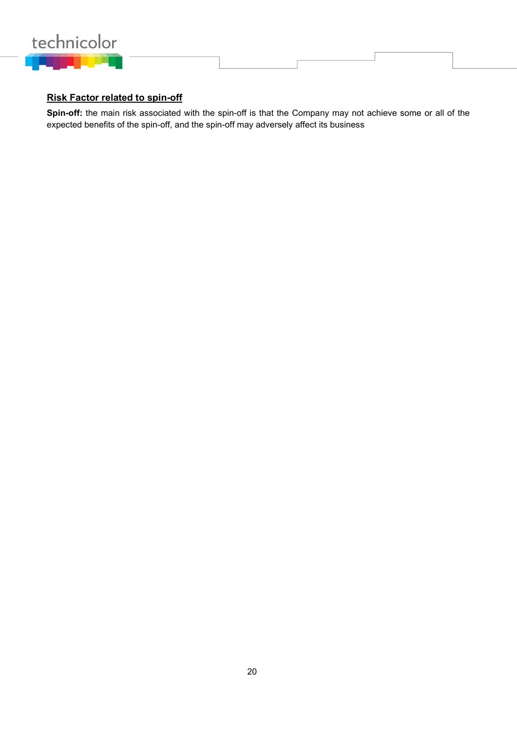**<u>Risk Factor related to spin-off</u>**

**Spin-off:** the main risk associated with the spin-off is that the Company may not achieve some or all of the expected benefits of the spin-off, and the spin-off may adversely affect its business